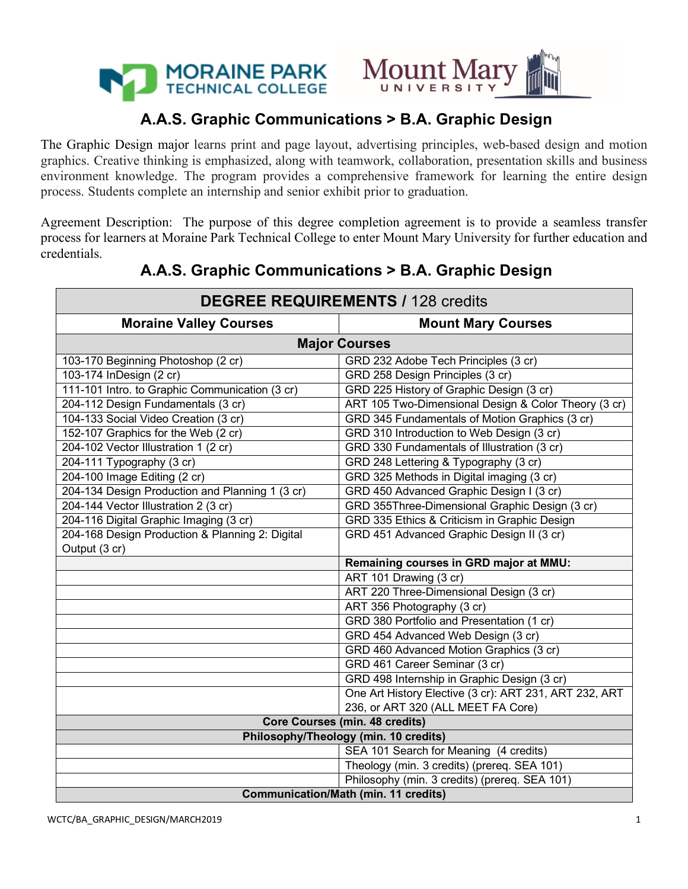# A.A.S. Graphic Communications > B.A. Graphic Design

The Graphic Design major learns print and page layout, advertising principles, web-based design and motion graphics. Creative thinking is emphasized, along with teamwork, collaboration, presentation skills and business environment knowledge. The program provides a comprehensive framework for learning the entire design process. Students complete an internship and senior exhibit prior to graduation.

Agreement Description: The purpose of this degree completion agreement is to provide a seamless transfer process for learners at Moraine Park Technical College to enter Mount Mary University for further education and credentials.

## A.A.S. Graphic Communications > B.A. Graphic Design

| **DEGREE REQUIREMENTS** / 128 credits | |
|---|---|
| **Moraine Valley Courses** | **Mount Mary Courses** |
| **Major Courses** | |
| 103-170 Beginning Photoshop (2 cr) | GRD 232 Adobe Tech Principles (3 cr) |
| 103-174 InDesign (2 cr) | GRD 258 Design Principles (3 cr) |
| 111-101 Intro. to Graphic Communication (3 cr) | GRD 225 History of Graphic Design (3 cr) |
| 204-112 Design Fundamentals (3 cr) | ART 105 Two-Dimensional Design & Color Theory (3 cr) |
| 104-133 Social Video Creation (3 cr) | GRD 345 Fundamentals of Motion Graphics (3 cr) |
| 152-107 Graphics for the Web (2 cr) | GRD 310 Introduction to Web Design (3 cr) |
| 204-102 Vector Illustration 1 (2 cr) | GRD 330 Fundamentals of Illustration (3 cr) |
| 204-111 Typography (3 cr) | GRD 248 Lettering & Typography (3 cr) |
| 204-100 Image Editing (2 cr) | GRD 325 Methods in Digital imaging (3 cr) |
| 204-134 Design Production and Planning 1 (3 cr) | GRD 450 Advanced Graphic Design I (3 cr) |
| 204-144 Vector Illustration 2 (3 cr) | GRD 355Three-Dimensional Graphic Design (3 cr) |
| 204-116 Digital Graphic Imaging (3 cr) | GRD 335 Ethics & Criticism in Graphic Design |
| 204-168 Design Production & Planning 2: Digital Output (3 cr) | GRD 451 Advanced Graphic Design II (3 cr) |
| | **Remaining courses in GRD major at MMU:** |
| | ART 101 Drawing (3 cr) |
| | ART 220 Three-Dimensional Design (3 cr) |
| | ART 356 Photography (3 cr) |
| | GRD 380 Portfolio and Presentation (1 cr) |
| | GRD 454 Advanced Web Design (3 cr) |
| | GRD 460 Advanced Motion Graphics (3 cr) |
| | GRD 461 Career Seminar (3 cr) |
| | GRD 498 Internship in Graphic Design (3 cr) |
| | One Art History Elective (3 cr): ART 231, ART 232, ART 236, or ART 320 (ALL MEET FA Core) |
| **Core Courses (min. 48 credits)** | |
| **Philosophy/Theology (min. 10 credits)** | |
| | SEA 101 Search for Meaning (4 credits) |
| | Theology (min. 3 credits) (prereq. SEA 101) |
| | Philosophy (min. 3 credits) (prereq. SEA 101) |
| **Communication/Math (min. 11 credits)** | |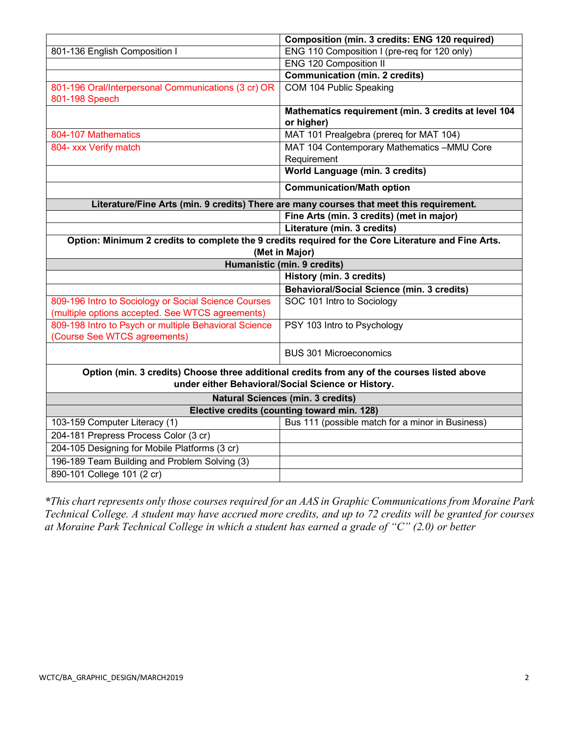| | **Composition (min. 3 credits: ENG 120 required)** |
|---|---|
| 801-136 English Composition I | ENG 110 Composition I (pre-req for 120 only) |
| | ENG 120 Composition II |
| | **Communication (min. 2 credits)** |
| 801-196 Oral/Interpersonal Communications (3 cr) OR 801-198 Speech | COM 104 Public Speaking |
| | **Mathematics requirement (min. 3 credits at level 104 or higher)** |
| 804-107 Mathematics | MAT 101 Prealgebra (prereq for MAT 104) |
| 804- xxx Verify match | MAT 104 Contemporary Mathematics –MMU Core Requirement |
| | **World Language (min. 3 credits)** |
| | **Communication/Math option** |
| **Literature/Fine Arts (min. 9 credits) There are many courses that meet this requirement.** | |
| | **Fine Arts (min. 3 credits) (met in major)** |
| | **Literature (min. 3 credits)** |
| **Option: Minimum 2 credits to complete the 9 credits required for the Core Literature and Fine Arts. (Met in Major)** | |
| **Humanistic (min. 9 credits)** | |
| | **History (min. 3 credits)** |
| | **Behavioral/Social Science (min. 3 credits)** |
| 809-196 Intro to Sociology or Social Science Courses (multiple options accepted. See WTCS agreements) | SOC 101 Intro to Sociology |
| 809-198 Intro to Psych or multiple Behavioral Science (Course See WTCS agreements) | PSY 103 Intro to Psychology |
| | BUS 301 Microeconomics |
| **Option (min. 3 credits) Choose three additional credits from any of the courses listed above under either Behavioral/Social Science or History.** | |
| **Natural Sciences (min. 3 credits)** | |
| **Elective credits (counting toward min. 128)** | |
| 103-159 Computer Literacy (1) | Bus 111 (possible match for a minor in Business) |
| 204-181 Prepress Process Color (3 cr) | |
| 204-105 Designing for Mobile Platforms (3 cr) | |
| 196-189 Team Building and Problem Solving (3) | |
| 890-101 College 101 (2 cr) | |

*\*This chart represents only those courses required for an AAS in Graphic Communications from Moraine Park Technical College. A student may have accrued more credits, and up to 72 credits will be granted for courses at Moraine Park Technical College in which a student has earned a grade of "C" (2.0) or better*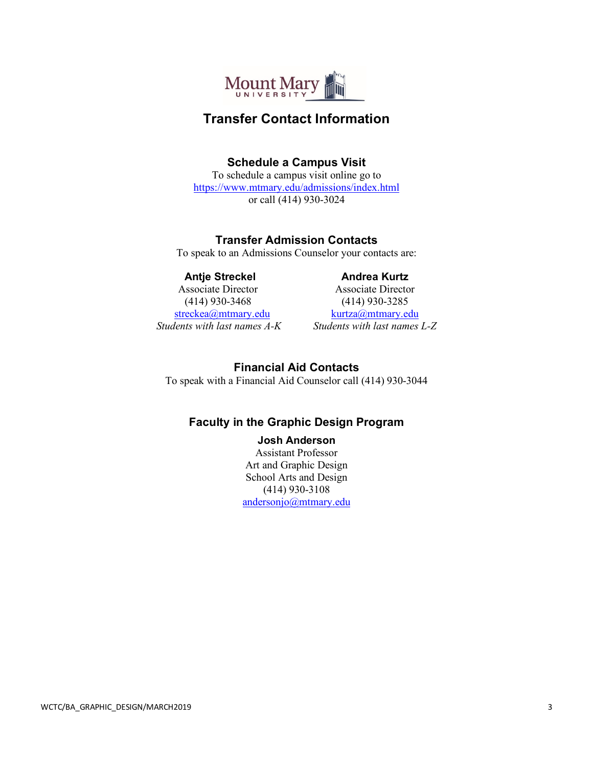Mount Mary UNIVERSITY

# Transfer Contact Information

## Schedule a Campus Visit

To schedule a campus visit online go to https://www.mtmary.edu/admissions/index.html or call (414) 930-3024

## Transfer Admission Contacts

To speak to an Admissions Counselor your contacts are:

**Antje Streckel**
Associate Director
(414) 930-3468
streckea@mtmary.edu
*Students with last names A-K*

**Andrea Kurtz**
Associate Director
(414) 930-3285
kurtza@mtmary.edu
*Students with last names L-Z*

## Financial Aid Contacts

To speak with a Financial Aid Counselor call (414) 930-3044

## Faculty in the Graphic Design Program

**Josh Anderson**
Assistant Professor
Art and Graphic Design
School Arts and Design
(414) 930-3108
andersonjo@mtmary.edu